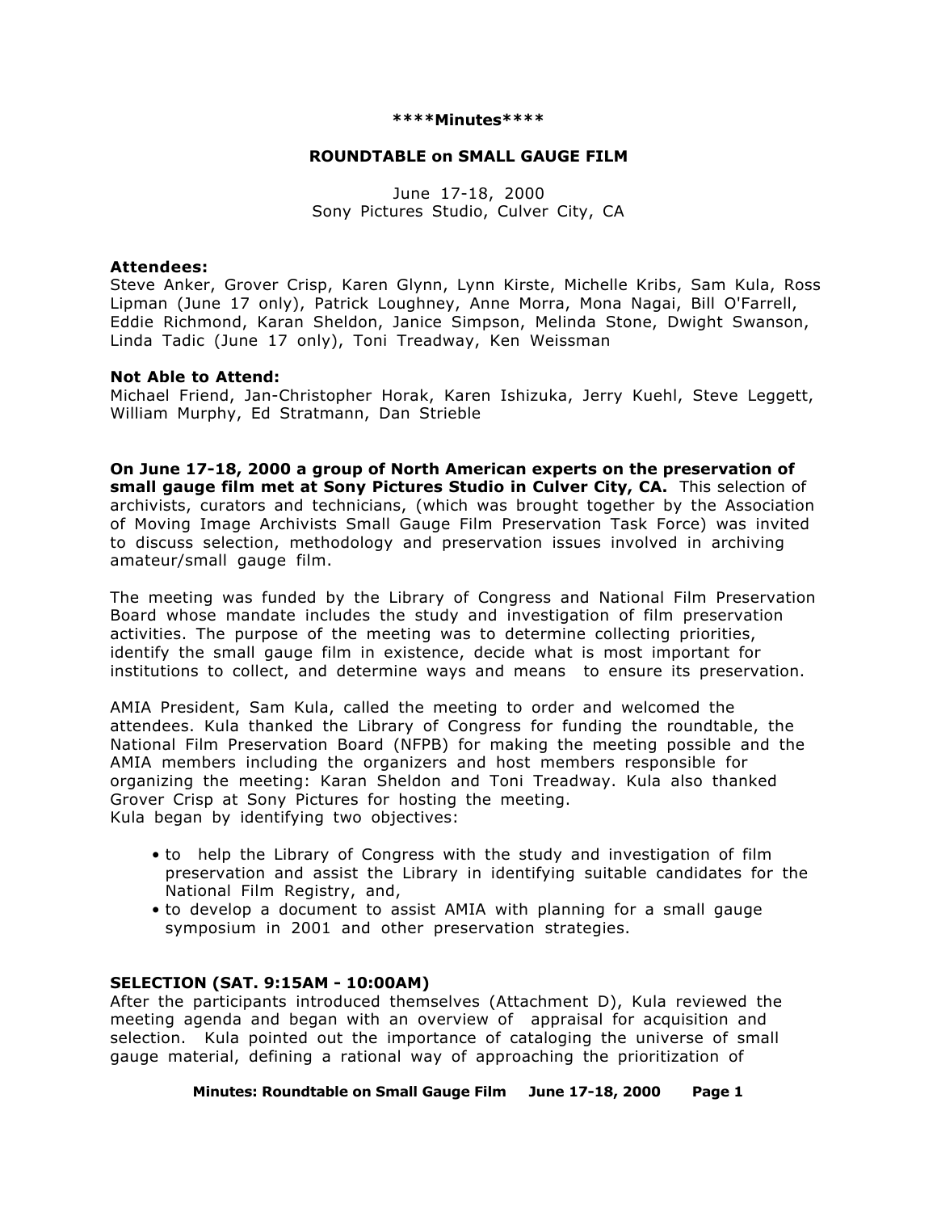**\*\*\*\*Minutes\*\*\*\***

# ROUNDTABLE on SMALL GAUGE FILM

June 17-18, 2000
Sony Pictures Studio, Culver City, CA

**Attendees:**
Steve Anker, Grover Crisp, Karen Glynn, Lynn Kirste, Michelle Kribs, Sam Kula, Ross Lipman (June 17 only), Patrick Loughney, Anne Morra, Mona Nagai, Bill O'Farrell, Eddie Richmond, Karan Sheldon, Janice Simpson, Melinda Stone, Dwight Swanson, Linda Tadic (June 17 only), Toni Treadway, Ken Weissman

**Not Able to Attend:**
Michael Friend, Jan-Christopher Horak, Karen Ishizuka, Jerry Kuehl, Steve Leggett, William Murphy, Ed Stratmann, Dan Strieble

**On June 17-18, 2000 a group of North American experts on the preservation of small gauge film met at Sony Pictures Studio in Culver City, CA.** This selection of archivists, curators and technicians, (which was brought together by the Association of Moving Image Archivists Small Gauge Film Preservation Task Force) was invited to discuss selection, methodology and preservation issues involved in archiving amateur/small gauge film.

The meeting was funded by the Library of Congress and National Film Preservation Board whose mandate includes the study and investigation of film preservation activities. The purpose of the meeting was to determine collecting priorities, identify the small gauge film in existence, decide what is most important for institutions to collect, and determine ways and means to ensure its preservation.

AMIA President, Sam Kula, called the meeting to order and welcomed the attendees. Kula thanked the Library of Congress for funding the roundtable, the National Film Preservation Board (NFPB) for making the meeting possible and the AMIA members including the organizers and host members responsible for organizing the meeting: Karan Sheldon and Toni Treadway. Kula also thanked Grover Crisp at Sony Pictures for hosting the meeting.
Kula began by identifying two objectives:

- to help the Library of Congress with the study and investigation of film preservation and assist the Library in identifying suitable candidates for the National Film Registry, and,
- to develop a document to assist AMIA with planning for a small gauge symposium in 2001 and other preservation strategies.

## SELECTION (SAT. 9:15AM - 10:00AM)

After the participants introduced themselves (Attachment D), Kula reviewed the meeting agenda and began with an overview of appraisal for acquisition and selection. Kula pointed out the importance of cataloging the universe of small gauge material, defining a rational way of approaching the prioritization of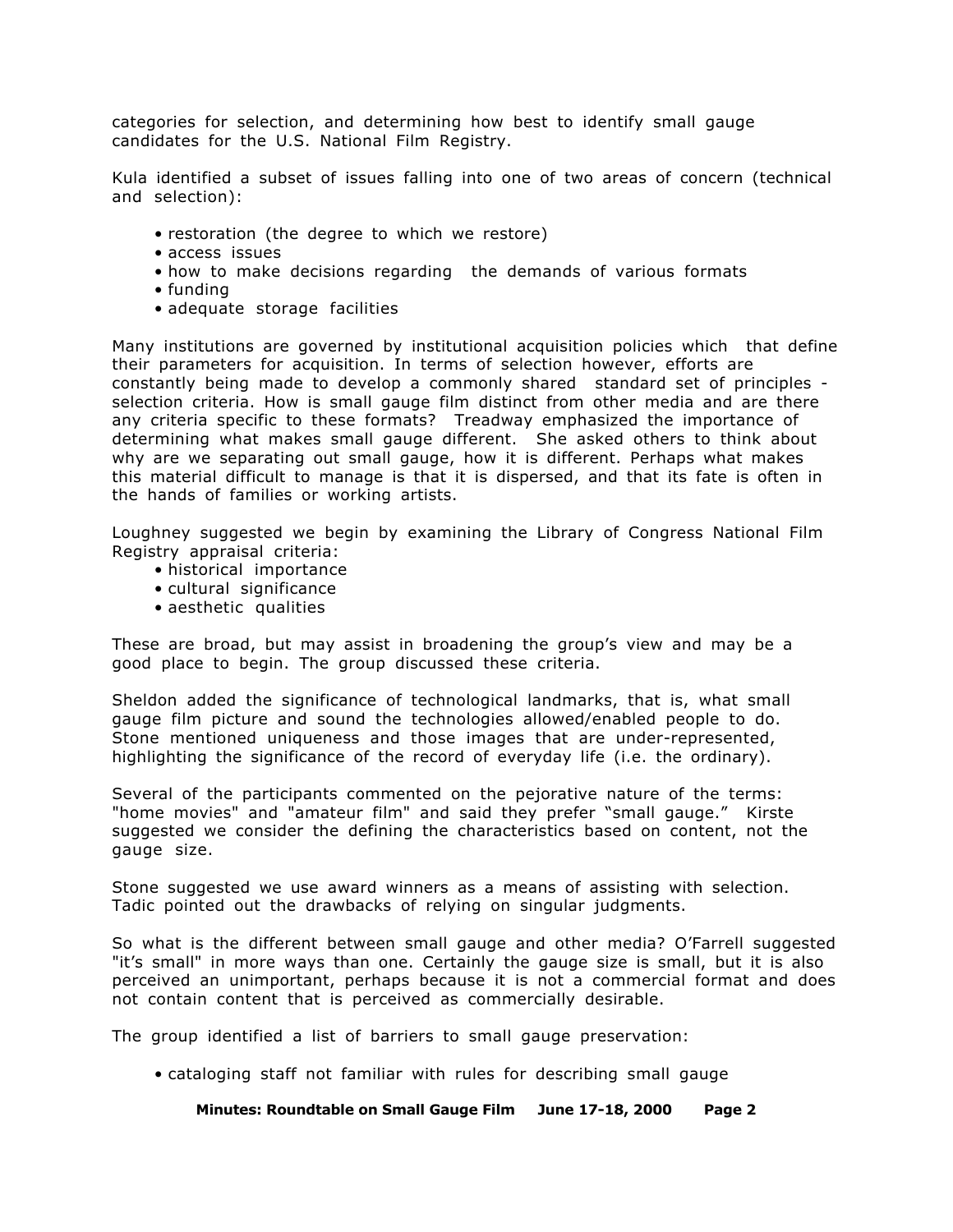categories for selection, and determining how best to identify small gauge candidates for the U.S. National Film Registry.

Kula identified a subset of issues falling into one of two areas of concern (technical and selection):

- restoration (the degree to which we restore)
- access issues
- how to make decisions regarding the demands of various formats
- funding
- adequate storage facilities

Many institutions are governed by institutional acquisition policies which that define their parameters for acquisition. In terms of selection however, efforts are constantly being made to develop a commonly shared standard set of principles - selection criteria. How is small gauge film distinct from other media and are there any criteria specific to these formats? Treadway emphasized the importance of determining what makes small gauge different. She asked others to think about why are we separating out small gauge, how it is different. Perhaps what makes this material difficult to manage is that it is dispersed, and that its fate is often in the hands of families or working artists.

Loughney suggested we begin by examining the Library of Congress National Film Registry appraisal criteria:

- historical importance
- cultural significance
- aesthetic qualities

These are broad, but may assist in broadening the group's view and may be a good place to begin. The group discussed these criteria.

Sheldon added the significance of technological landmarks, that is, what small gauge film picture and sound the technologies allowed/enabled people to do. Stone mentioned uniqueness and those images that are under-represented, highlighting the significance of the record of everyday life (i.e. the ordinary).

Several of the participants commented on the pejorative nature of the terms: "home movies" and "amateur film" and said they prefer "small gauge." Kirste suggested we consider the defining the characteristics based on content, not the gauge size.

Stone suggested we use award winners as a means of assisting with selection. Tadic pointed out the drawbacks of relying on singular judgments.

So what is the different between small gauge and other media? O'Farrell suggested "it's small" in more ways than one. Certainly the gauge size is small, but it is also perceived an unimportant, perhaps because it is not a commercial format and does not contain content that is perceived as commercially desirable.

The group identified a list of barriers to small gauge preservation:

- cataloging staff not familiar with rules for describing small gauge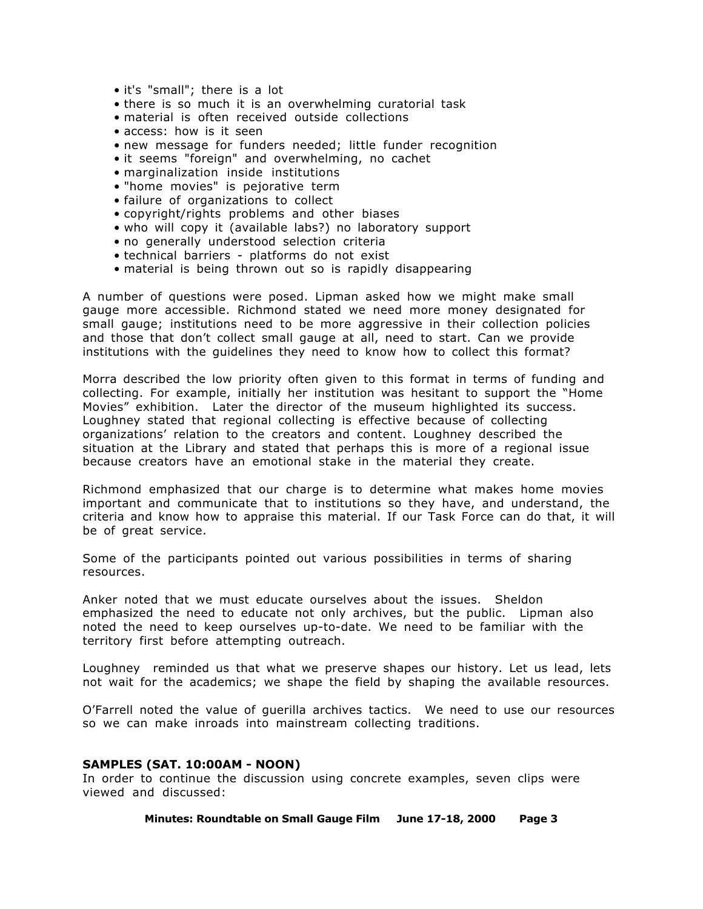- it's "small"; there is a lot
- there is so much it is an overwhelming curatorial task
- material is often received outside collections
- access: how is it seen
- new message for funders needed; little funder recognition
- it seems "foreign" and overwhelming, no cachet
- marginalization inside institutions
- "home movies" is pejorative term
- failure of organizations to collect
- copyright/rights problems and other biases
- who will copy it (available labs?) no laboratory support
- no generally understood selection criteria
- technical barriers - platforms do not exist
- material is being thrown out so is rapidly disappearing

A number of questions were posed. Lipman asked how we might make small gauge more accessible. Richmond stated we need more money designated for small gauge; institutions need to be more aggressive in their collection policies and those that don't collect small gauge at all, need to start. Can we provide institutions with the guidelines they need to know how to collect this format?

Morra described the low priority often given to this format in terms of funding and collecting. For example, initially her institution was hesitant to support the "Home Movies" exhibition. Later the director of the museum highlighted its success. Loughney stated that regional collecting is effective because of collecting organizations' relation to the creators and content. Loughney described the situation at the Library and stated that perhaps this is more of a regional issue because creators have an emotional stake in the material they create.

Richmond emphasized that our charge is to determine what makes home movies important and communicate that to institutions so they have, and understand, the criteria and know how to appraise this material. If our Task Force can do that, it will be of great service.

Some of the participants pointed out various possibilities in terms of sharing resources.

Anker noted that we must educate ourselves about the issues. Sheldon emphasized the need to educate not only archives, but the public. Lipman also noted the need to keep ourselves up-to-date. We need to be familiar with the territory first before attempting outreach.

Loughney reminded us that what we preserve shapes our history. Let us lead, lets not wait for the academics; we shape the field by shaping the available resources.

O'Farrell noted the value of guerilla archives tactics. We need to use our resources so we can make inroads into mainstream collecting traditions.

**SAMPLES (SAT. 10:00AM - NOON)**

In order to continue the discussion using concrete examples, seven clips were viewed and discussed: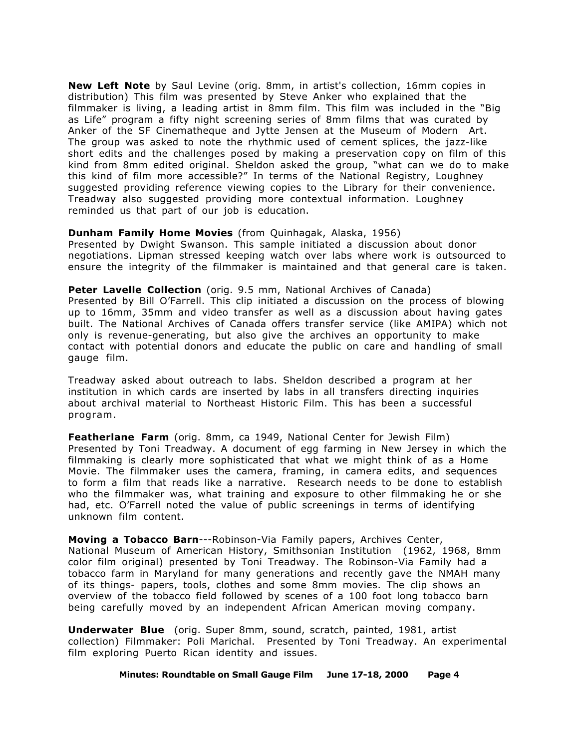**New Left Note** by Saul Levine (orig. 8mm, in artist's collection, 16mm copies in distribution) This film was presented by Steve Anker who explained that the filmmaker is living, a leading artist in 8mm film. This film was included in the "Big as Life" program a fifty night screening series of 8mm films that was curated by Anker of the SF Cinematheque and Jytte Jensen at the Museum of Modern Art. The group was asked to note the rhythmic used of cement splices, the jazz-like short edits and the challenges posed by making a preservation copy on film of this kind from 8mm edited original. Sheldon asked the group, "what can we do to make this kind of film more accessible?" In terms of the National Registry, Loughney suggested providing reference viewing copies to the Library for their convenience. Treadway also suggested providing more contextual information. Loughney reminded us that part of our job is education.

**Dunham Family Home Movies** (from Quinhagak, Alaska, 1956)
Presented by Dwight Swanson. This sample initiated a discussion about donor negotiations. Lipman stressed keeping watch over labs where work is outsourced to ensure the integrity of the filmmaker is maintained and that general care is taken.

**Peter Lavelle Collection** (orig. 9.5 mm, National Archives of Canada)
Presented by Bill O'Farrell. This clip initiated a discussion on the process of blowing up to 16mm, 35mm and video transfer as well as a discussion about having gates built. The National Archives of Canada offers transfer service (like AMIPA) which not only is revenue-generating, but also give the archives an opportunity to make contact with potential donors and educate the public on care and handling of small gauge film.

Treadway asked about outreach to labs. Sheldon described a program at her institution in which cards are inserted by labs in all transfers directing inquiries about archival material to Northeast Historic Film. This has been a successful program.

**Featherlane Farm** (orig. 8mm, ca 1949, National Center for Jewish Film)
Presented by Toni Treadway. A document of egg farming in New Jersey in which the filmmaking is clearly more sophisticated that what we might think of as a Home Movie. The filmmaker uses the camera, framing, in camera edits, and sequences to form a film that reads like a narrative. Research needs to be done to establish who the filmmaker was, what training and exposure to other filmmaking he or she had, etc. O'Farrell noted the value of public screenings in terms of identifying unknown film content.

**Moving a Tobacco Barn**---Robinson-Via Family papers, Archives Center, National Museum of American History, Smithsonian Institution (1962, 1968, 8mm color film original) presented by Toni Treadway. The Robinson-Via Family had a tobacco farm in Maryland for many generations and recently gave the NMAH many of its things- papers, tools, clothes and some 8mm movies. The clip shows an overview of the tobacco field followed by scenes of a 100 foot long tobacco barn being carefully moved by an independent African American moving company.

**Underwater Blue** (orig. Super 8mm, sound, scratch, painted, 1981, artist collection) Filmmaker: Poli Marichal. Presented by Toni Treadway. An experimental film exploring Puerto Rican identity and issues.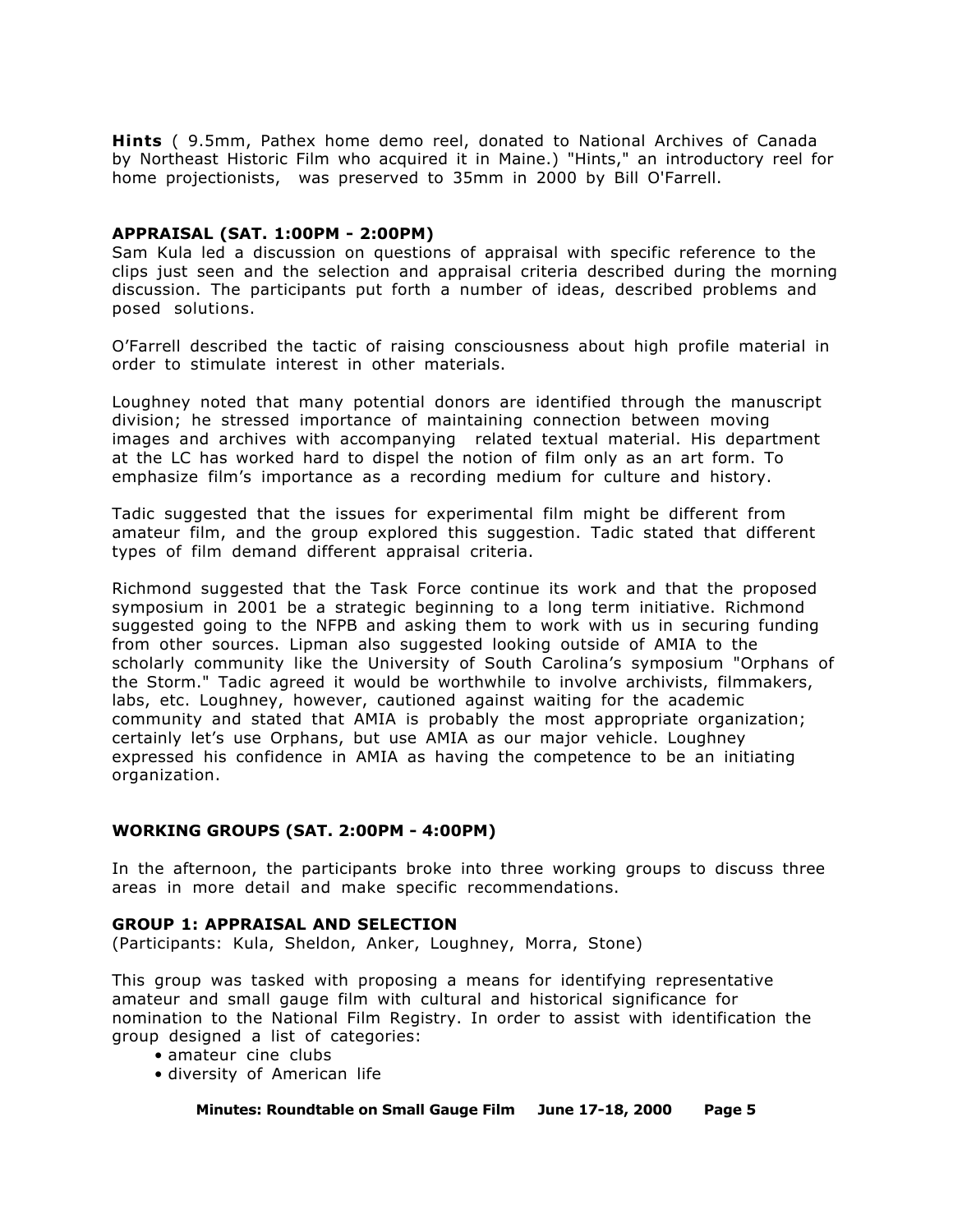**Hints** ( 9.5mm, Pathex home demo reel, donated to National Archives of Canada by Northeast Historic Film who acquired it in Maine.) "Hints," an introductory reel for home projectionists, was preserved to 35mm in 2000 by Bill O'Farrell.

### APPRAISAL (SAT. 1:00PM - 2:00PM)

Sam Kula led a discussion on questions of appraisal with specific reference to the clips just seen and the selection and appraisal criteria described during the morning discussion. The participants put forth a number of ideas, described problems and posed solutions.

O'Farrell described the tactic of raising consciousness about high profile material in order to stimulate interest in other materials.

Loughney noted that many potential donors are identified through the manuscript division; he stressed importance of maintaining connection between moving images and archives with accompanying related textual material. His department at the LC has worked hard to dispel the notion of film only as an art form. To emphasize film's importance as a recording medium for culture and history.

Tadic suggested that the issues for experimental film might be different from amateur film, and the group explored this suggestion. Tadic stated that different types of film demand different appraisal criteria.

Richmond suggested that the Task Force continue its work and that the proposed symposium in 2001 be a strategic beginning to a long term initiative. Richmond suggested going to the NFPB and asking them to work with us in securing funding from other sources. Lipman also suggested looking outside of AMIA to the scholarly community like the University of South Carolina's symposium "Orphans of the Storm." Tadic agreed it would be worthwhile to involve archivists, filmmakers, labs, etc. Loughney, however, cautioned against waiting for the academic community and stated that AMIA is probably the most appropriate organization; certainly let's use Orphans, but use AMIA as our major vehicle. Loughney expressed his confidence in AMIA as having the competence to be an initiating organization.

### WORKING GROUPS (SAT. 2:00PM - 4:00PM)

In the afternoon, the participants broke into three working groups to discuss three areas in more detail and make specific recommendations.

#### GROUP 1: APPRAISAL AND SELECTION

(Participants: Kula, Sheldon, Anker, Loughney, Morra, Stone)

This group was tasked with proposing a means for identifying representative amateur and small gauge film with cultural and historical significance for nomination to the National Film Registry. In order to assist with identification the group designed a list of categories:

- amateur cine clubs
- diversity of American life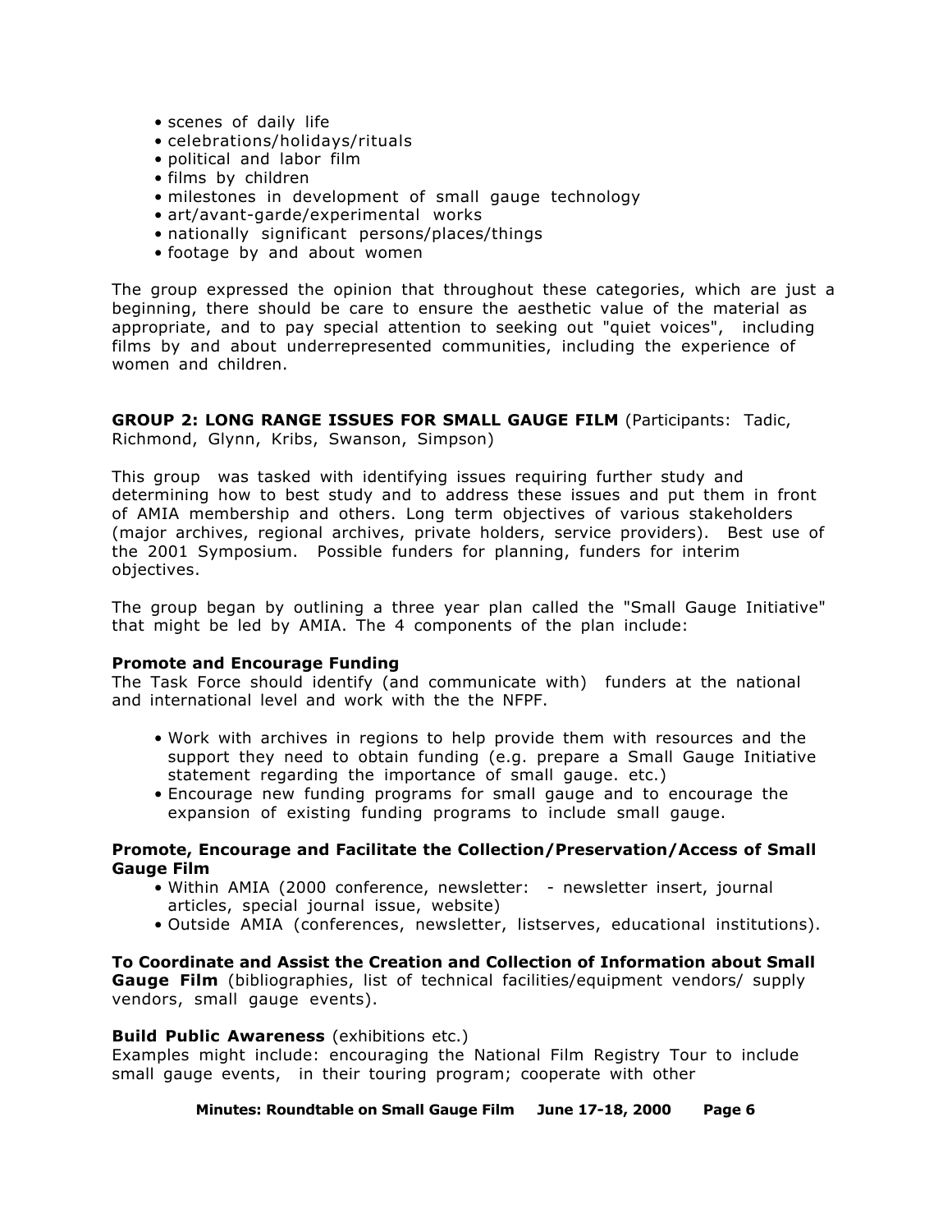- scenes of daily life
- celebrations/holidays/rituals
- political and labor film
- films by children
- milestones in development of small gauge technology
- art/avant-garde/experimental works
- nationally significant persons/places/things
- footage by and about women

The group expressed the opinion that throughout these categories, which are just a beginning, there should be care to ensure the aesthetic value of the material as appropriate, and to pay special attention to seeking out "quiet voices", including films by and about underrepresented communities, including the experience of women and children.

**GROUP 2: LONG RANGE ISSUES FOR SMALL GAUGE FILM** (Participants: Tadic, Richmond, Glynn, Kribs, Swanson, Simpson)

This group was tasked with identifying issues requiring further study and determining how to best study and to address these issues and put them in front of AMIA membership and others. Long term objectives of various stakeholders (major archives, regional archives, private holders, service providers). Best use of the 2001 Symposium. Possible funders for planning, funders for interim objectives.

The group began by outlining a three year plan called the "Small Gauge Initiative" that might be led by AMIA. The 4 components of the plan include:

**Promote and Encourage Funding**
The Task Force should identify (and communicate with) funders at the national and international level and work with the the NFPF.

- Work with archives in regions to help provide them with resources and the support they need to obtain funding (e.g. prepare a Small Gauge Initiative statement regarding the importance of small gauge. etc.)
- Encourage new funding programs for small gauge and to encourage the expansion of existing funding programs to include small gauge.

**Promote, Encourage and Facilitate the Collection/Preservation/Access of Small Gauge Film**

- Within AMIA (2000 conference, newsletter: - newsletter insert, journal articles, special journal issue, website)
- Outside AMIA (conferences, newsletter, listserves, educational institutions).

**To Coordinate and Assist the Creation and Collection of Information about Small Gauge Film** (bibliographies, list of technical facilities/equipment vendors/ supply vendors, small gauge events).

**Build Public Awareness** (exhibitions etc.)
Examples might include: encouraging the National Film Registry Tour to include small gauge events, in their touring program; cooperate with other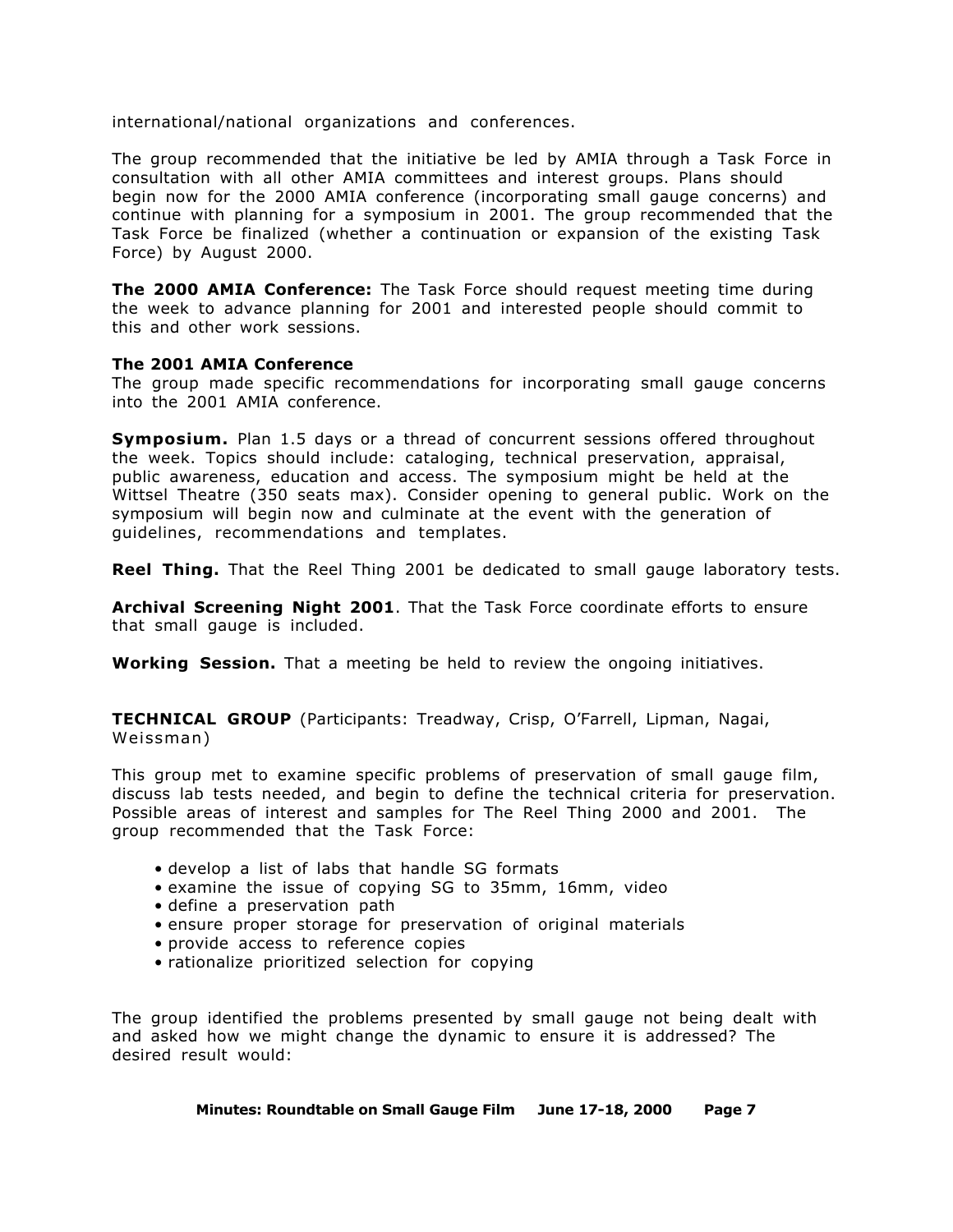international/national organizations and conferences.

The group recommended that the initiative be led by AMIA through a Task Force in consultation with all other AMIA committees and interest groups. Plans should begin now for the 2000 AMIA conference (incorporating small gauge concerns) and continue with planning for a symposium in 2001. The group recommended that the Task Force be finalized (whether a continuation or expansion of the existing Task Force) by August 2000.

**The 2000 AMIA Conference:** The Task Force should request meeting time during the week to advance planning for 2001 and interested people should commit to this and other work sessions.

**The 2001 AMIA Conference**

The group made specific recommendations for incorporating small gauge concerns into the 2001 AMIA conference.

**Symposium.** Plan 1.5 days or a thread of concurrent sessions offered throughout the week. Topics should include: cataloging, technical preservation, appraisal, public awareness, education and access. The symposium might be held at the Wittsel Theatre (350 seats max). Consider opening to general public. Work on the symposium will begin now and culminate at the event with the generation of guidelines, recommendations and templates.

**Reel Thing.** That the Reel Thing 2001 be dedicated to small gauge laboratory tests.

**Archival Screening Night 2001**. That the Task Force coordinate efforts to ensure that small gauge is included.

**Working Session.** That a meeting be held to review the ongoing initiatives.

**TECHNICAL GROUP** (Participants: Treadway, Crisp, O'Farrell, Lipman, Nagai, Weissman)

This group met to examine specific problems of preservation of small gauge film, discuss lab tests needed, and begin to define the technical criteria for preservation. Possible areas of interest and samples for The Reel Thing 2000 and 2001. The group recommended that the Task Force:

- develop a list of labs that handle SG formats
- examine the issue of copying SG to 35mm, 16mm, video
- define a preservation path
- ensure proper storage for preservation of original materials
- provide access to reference copies
- rationalize prioritized selection for copying

The group identified the problems presented by small gauge not being dealt with and asked how we might change the dynamic to ensure it is addressed? The desired result would: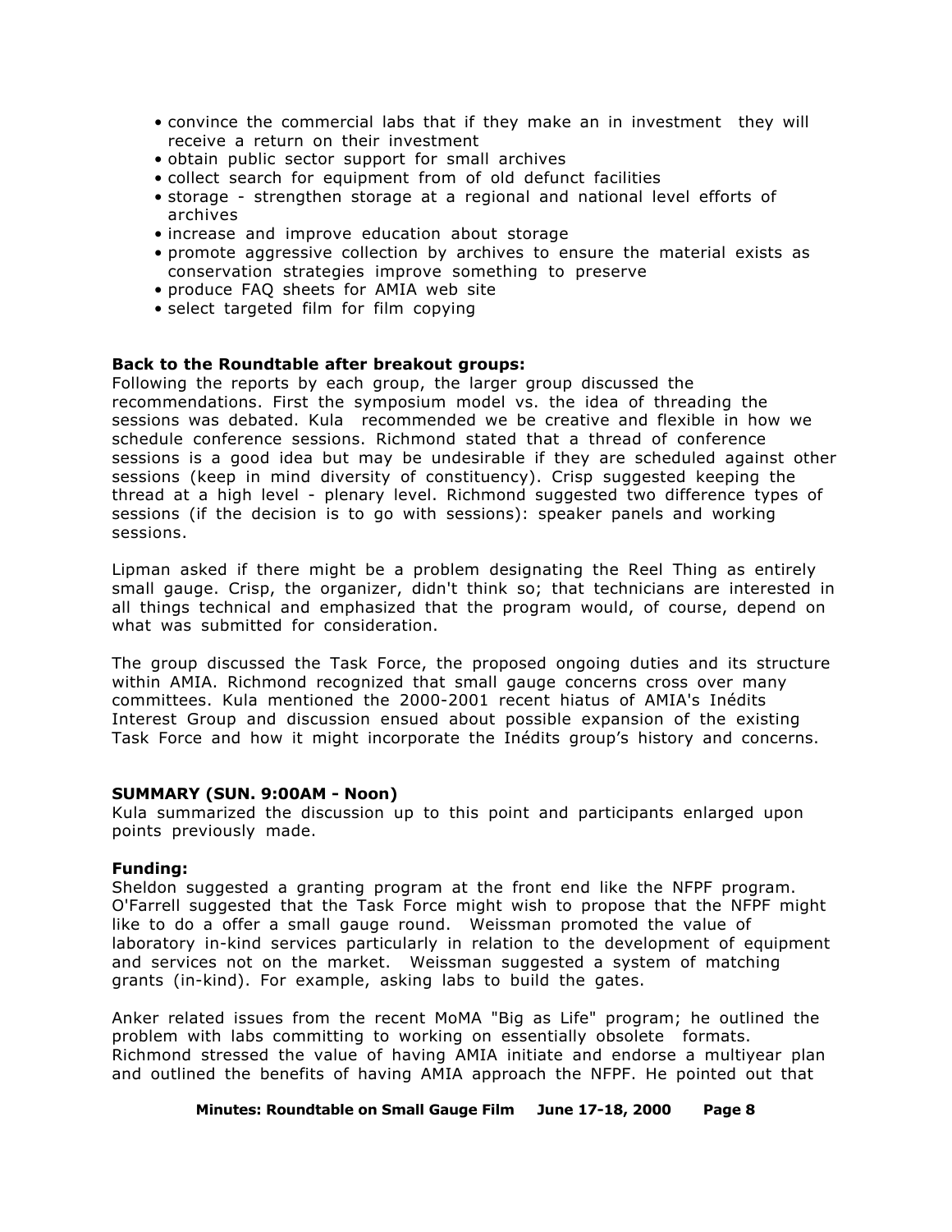- convince the commercial labs that if they make an in investment they will receive a return on their investment
- obtain public sector support for small archives
- collect search for equipment from of old defunct facilities
- storage - strengthen storage at a regional and national level efforts of archives
- increase and improve education about storage
- promote aggressive collection by archives to ensure the material exists as conservation strategies improve something to preserve
- produce FAQ sheets for AMIA web site
- select targeted film for film copying

**Back to the Roundtable after breakout groups:**
Following the reports by each group, the larger group discussed the recommendations. First the symposium model vs. the idea of threading the sessions was debated. Kula recommended we be creative and flexible in how we schedule conference sessions. Richmond stated that a thread of conference sessions is a good idea but may be undesirable if they are scheduled against other sessions (keep in mind diversity of constituency). Crisp suggested keeping the thread at a high level - plenary level. Richmond suggested two difference types of sessions (if the decision is to go with sessions): speaker panels and working sessions.

Lipman asked if there might be a problem designating the Reel Thing as entirely small gauge. Crisp, the organizer, didn't think so; that technicians are interested in all things technical and emphasized that the program would, of course, depend on what was submitted for consideration.

The group discussed the Task Force, the proposed ongoing duties and its structure within AMIA. Richmond recognized that small gauge concerns cross over many committees. Kula mentioned the 2000-2001 recent hiatus of AMIA's Inédits Interest Group and discussion ensued about possible expansion of the existing Task Force and how it might incorporate the Inédits group's history and concerns.

**SUMMARY (SUN. 9:00AM - Noon)**
Kula summarized the discussion up to this point and participants enlarged upon points previously made.

**Funding:**
Sheldon suggested a granting program at the front end like the NFPF program. O'Farrell suggested that the Task Force might wish to propose that the NFPF might like to do a offer a small gauge round. Weissman promoted the value of laboratory in-kind services particularly in relation to the development of equipment and services not on the market. Weissman suggested a system of matching grants (in-kind). For example, asking labs to build the gates.

Anker related issues from the recent MoMA "Big as Life" program; he outlined the problem with labs committing to working on essentially obsolete formats. Richmond stressed the value of having AMIA initiate and endorse a multiyear plan and outlined the benefits of having AMIA approach the NFPF. He pointed out that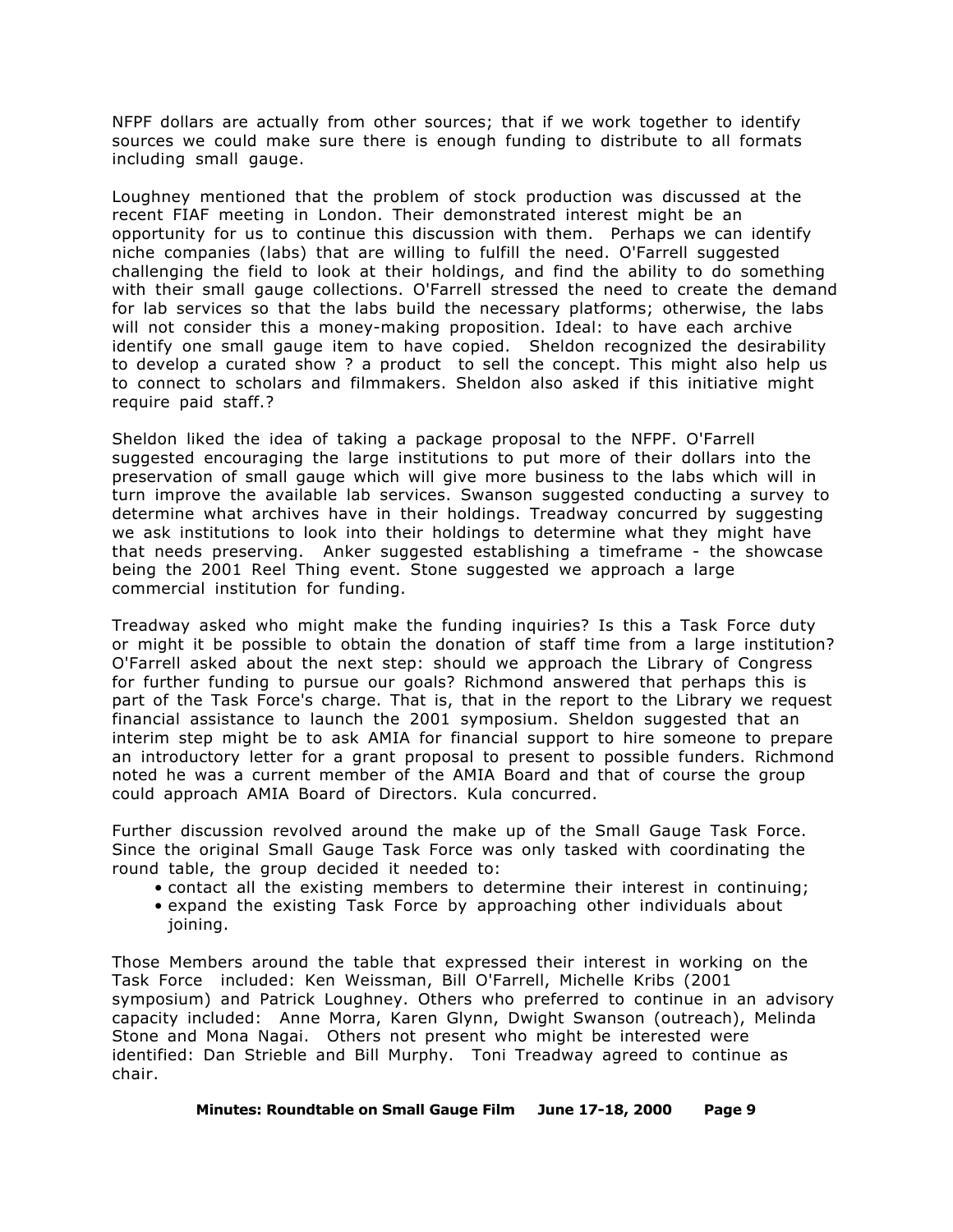NFPF dollars are actually from other sources; that if we work together to identify sources we could make sure there is enough funding to distribute to all formats including small gauge.

Loughney mentioned that the problem of stock production was discussed at the recent FIAF meeting in London. Their demonstrated interest might be an opportunity for us to continue this discussion with them. Perhaps we can identify niche companies (labs) that are willing to fulfill the need. O'Farrell suggested challenging the field to look at their holdings, and find the ability to do something with their small gauge collections. O'Farrell stressed the need to create the demand for lab services so that the labs build the necessary platforms; otherwise, the labs will not consider this a money-making proposition. Ideal: to have each archive identify one small gauge item to have copied. Sheldon recognized the desirability to develop a curated show ? a product to sell the concept. This might also help us to connect to scholars and filmmakers. Sheldon also asked if this initiative might require paid staff.?

Sheldon liked the idea of taking a package proposal to the NFPF. O'Farrell suggested encouraging the large institutions to put more of their dollars into the preservation of small gauge which will give more business to the labs which will in turn improve the available lab services. Swanson suggested conducting a survey to determine what archives have in their holdings. Treadway concurred by suggesting we ask institutions to look into their holdings to determine what they might have that needs preserving. Anker suggested establishing a timeframe - the showcase being the 2001 Reel Thing event. Stone suggested we approach a large commercial institution for funding.

Treadway asked who might make the funding inquiries? Is this a Task Force duty or might it be possible to obtain the donation of staff time from a large institution? O'Farrell asked about the next step: should we approach the Library of Congress for further funding to pursue our goals? Richmond answered that perhaps this is part of the Task Force's charge. That is, that in the report to the Library we request financial assistance to launch the 2001 symposium. Sheldon suggested that an interim step might be to ask AMIA for financial support to hire someone to prepare an introductory letter for a grant proposal to present to possible funders. Richmond noted he was a current member of the AMIA Board and that of course the group could approach AMIA Board of Directors. Kula concurred.

Further discussion revolved around the make up of the Small Gauge Task Force. Since the original Small Gauge Task Force was only tasked with coordinating the round table, the group decided it needed to:

- contact all the existing members to determine their interest in continuing;
- expand the existing Task Force by approaching other individuals about joining.

Those Members around the table that expressed their interest in working on the Task Force included: Ken Weissman, Bill O'Farrell, Michelle Kribs (2001 symposium) and Patrick Loughney. Others who preferred to continue in an advisory capacity included: Anne Morra, Karen Glynn, Dwight Swanson (outreach), Melinda Stone and Mona Nagai. Others not present who might be interested were identified: Dan Strieble and Bill Murphy. Toni Treadway agreed to continue as chair.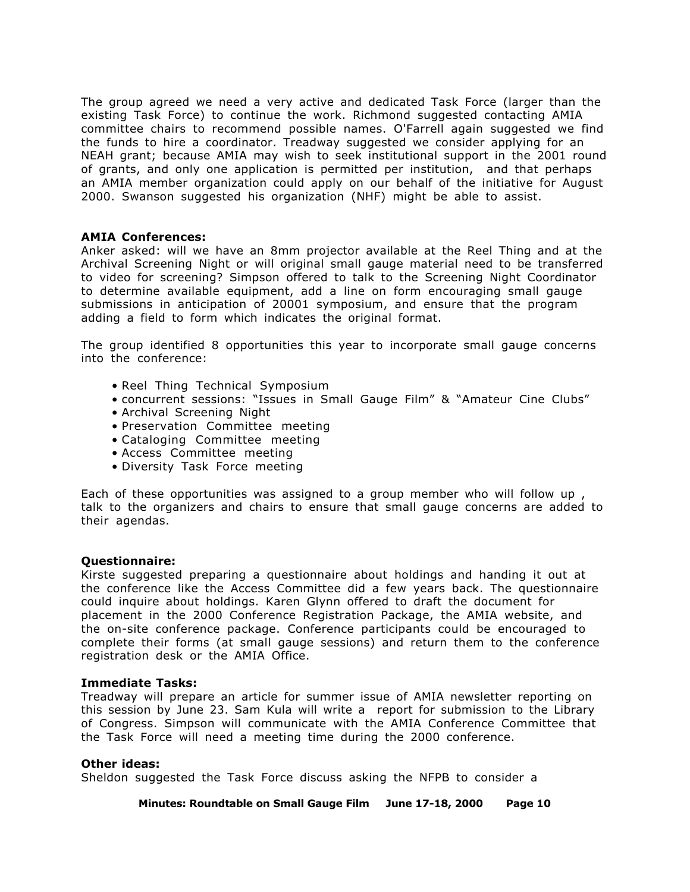The group agreed we need a very active and dedicated Task Force (larger than the existing Task Force) to continue the work. Richmond suggested contacting AMIA committee chairs to recommend possible names. O'Farrell again suggested we find the funds to hire a coordinator. Treadway suggested we consider applying for an NEAH grant; because AMIA may wish to seek institutional support in the 2001 round of grants, and only one application is permitted per institution, and that perhaps an AMIA member organization could apply on our behalf of the initiative for August 2000. Swanson suggested his organization (NHF) might be able to assist.

**AMIA Conferences:**
Anker asked: will we have an 8mm projector available at the Reel Thing and at the Archival Screening Night or will original small gauge material need to be transferred to video for screening? Simpson offered to talk to the Screening Night Coordinator to determine available equipment, add a line on form encouraging small gauge submissions in anticipation of 20001 symposium, and ensure that the program adding a field to form which indicates the original format.

The group identified 8 opportunities this year to incorporate small gauge concerns into the conference:

- Reel Thing Technical Symposium
- concurrent sessions: "Issues in Small Gauge Film" & "Amateur Cine Clubs"
- Archival Screening Night
- Preservation Committee meeting
- Cataloging Committee meeting
- Access Committee meeting
- Diversity Task Force meeting

Each of these opportunities was assigned to a group member who will follow up , talk to the organizers and chairs to ensure that small gauge concerns are added to their agendas.

**Questionnaire:**
Kirste suggested preparing a questionnaire about holdings and handing it out at the conference like the Access Committee did a few years back. The questionnaire could inquire about holdings. Karen Glynn offered to draft the document for placement in the 2000 Conference Registration Package, the AMIA website, and the on-site conference package. Conference participants could be encouraged to complete their forms (at small gauge sessions) and return them to the conference registration desk or the AMIA Office.

**Immediate Tasks:**
Treadway will prepare an article for summer issue of AMIA newsletter reporting on this session by June 23. Sam Kula will write a report for submission to the Library of Congress. Simpson will communicate with the AMIA Conference Committee that the Task Force will need a meeting time during the 2000 conference.

**Other ideas:**
Sheldon suggested the Task Force discuss asking the NFPB to consider a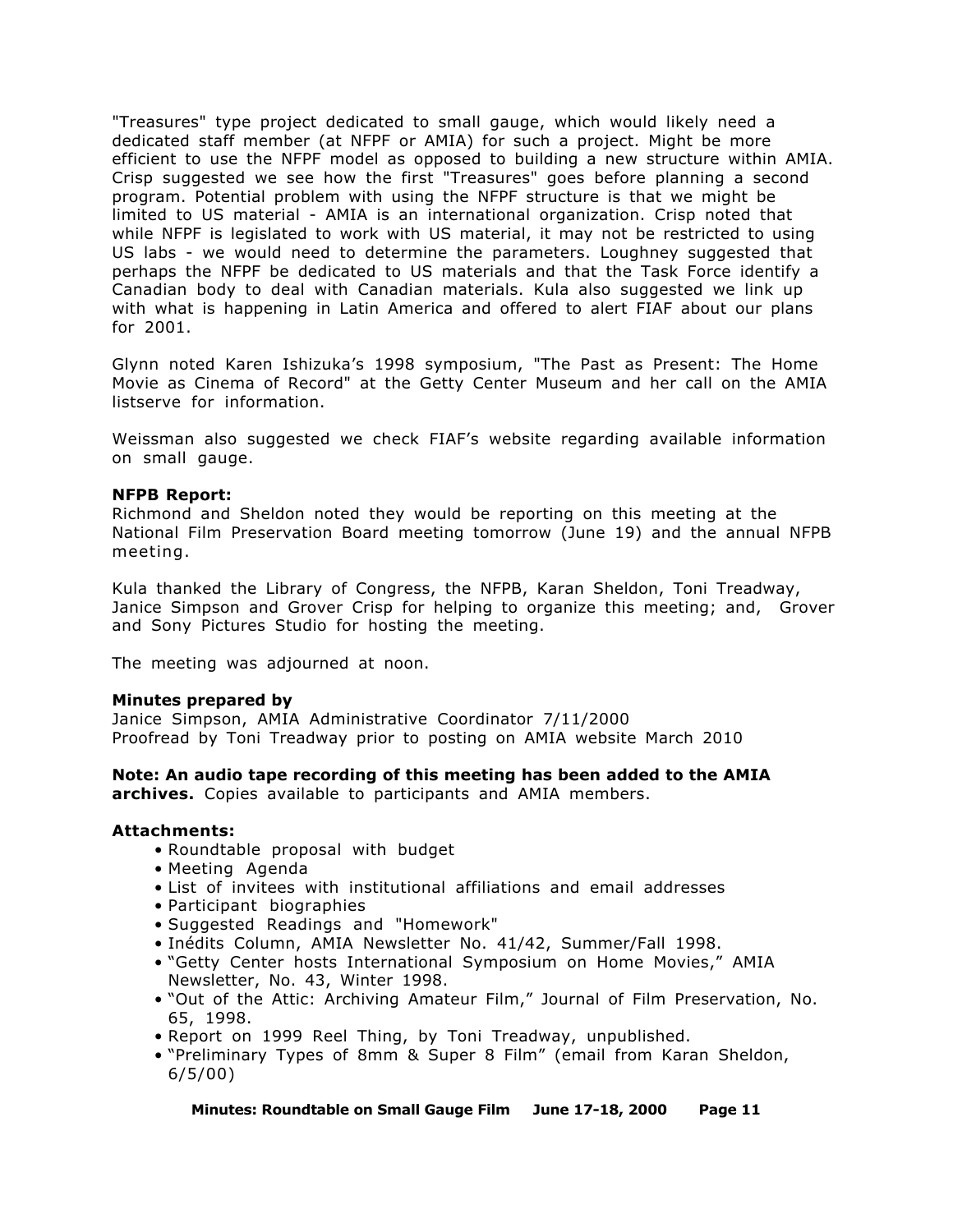"Treasures" type project dedicated to small gauge, which would likely need a dedicated staff member (at NFPF or AMIA) for such a project. Might be more efficient to use the NFPF model as opposed to building a new structure within AMIA. Crisp suggested we see how the first "Treasures" goes before planning a second program. Potential problem with using the NFPF structure is that we might be limited to US material - AMIA is an international organization. Crisp noted that while NFPF is legislated to work with US material, it may not be restricted to using US labs - we would need to determine the parameters. Loughney suggested that perhaps the NFPF be dedicated to US materials and that the Task Force identify a Canadian body to deal with Canadian materials. Kula also suggested we link up with what is happening in Latin America and offered to alert FIAF about our plans for 2001.

Glynn noted Karen Ishizuka's 1998 symposium, "The Past as Present: The Home Movie as Cinema of Record" at the Getty Center Museum and her call on the AMIA listserve for information.

Weissman also suggested we check FIAF's website regarding available information on small gauge.

**NFPB Report:**
Richmond and Sheldon noted they would be reporting on this meeting at the National Film Preservation Board meeting tomorrow (June 19) and the annual NFPB meeting.

Kula thanked the Library of Congress, the NFPB, Karan Sheldon, Toni Treadway, Janice Simpson and Grover Crisp for helping to organize this meeting; and, Grover and Sony Pictures Studio for hosting the meeting.

The meeting was adjourned at noon.

**Minutes prepared by**
Janice Simpson, AMIA Administrative Coordinator 7/11/2000
Proofread by Toni Treadway prior to posting on AMIA website March 2010

**Note: An audio tape recording of this meeting has been added to the AMIA archives.** Copies available to participants and AMIA members.

**Attachments:**

- Roundtable proposal with budget
- Meeting Agenda
- List of invitees with institutional affiliations and email addresses
- Participant biographies
- Suggested Readings and "Homework"
- Inédits Column, AMIA Newsletter No. 41/42, Summer/Fall 1998.
- "Getty Center hosts International Symposium on Home Movies," AMIA Newsletter, No. 43, Winter 1998.
- "Out of the Attic: Archiving Amateur Film," Journal of Film Preservation, No. 65, 1998.
- Report on 1999 Reel Thing, by Toni Treadway, unpublished.
- "Preliminary Types of 8mm & Super 8 Film" (email from Karan Sheldon, 6/5/00)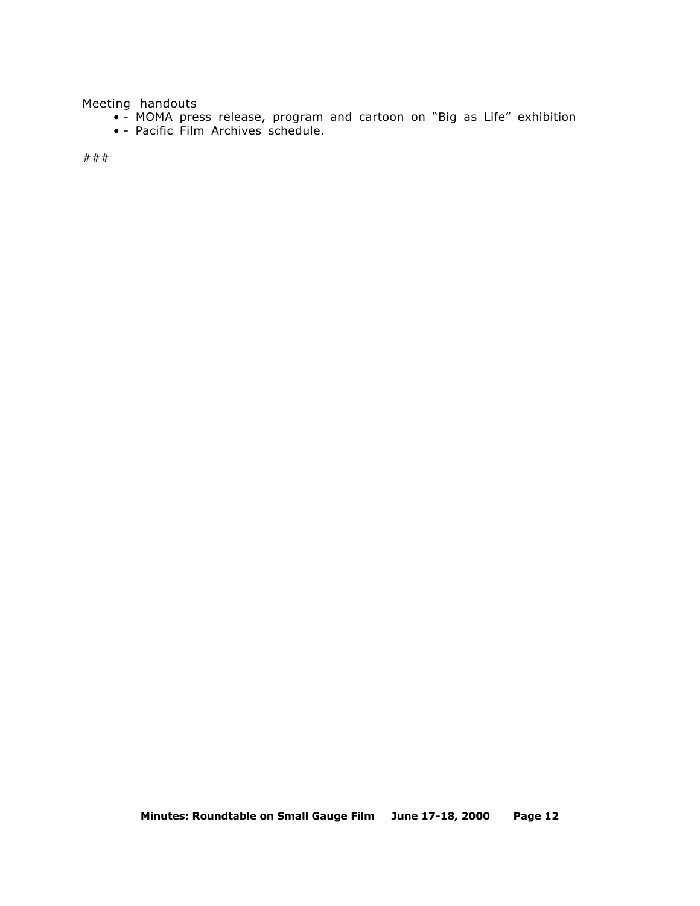Meeting handouts

- - MOMA press release, program and cartoon on "Big as Life" exhibition
- - Pacific Film Archives schedule.

###